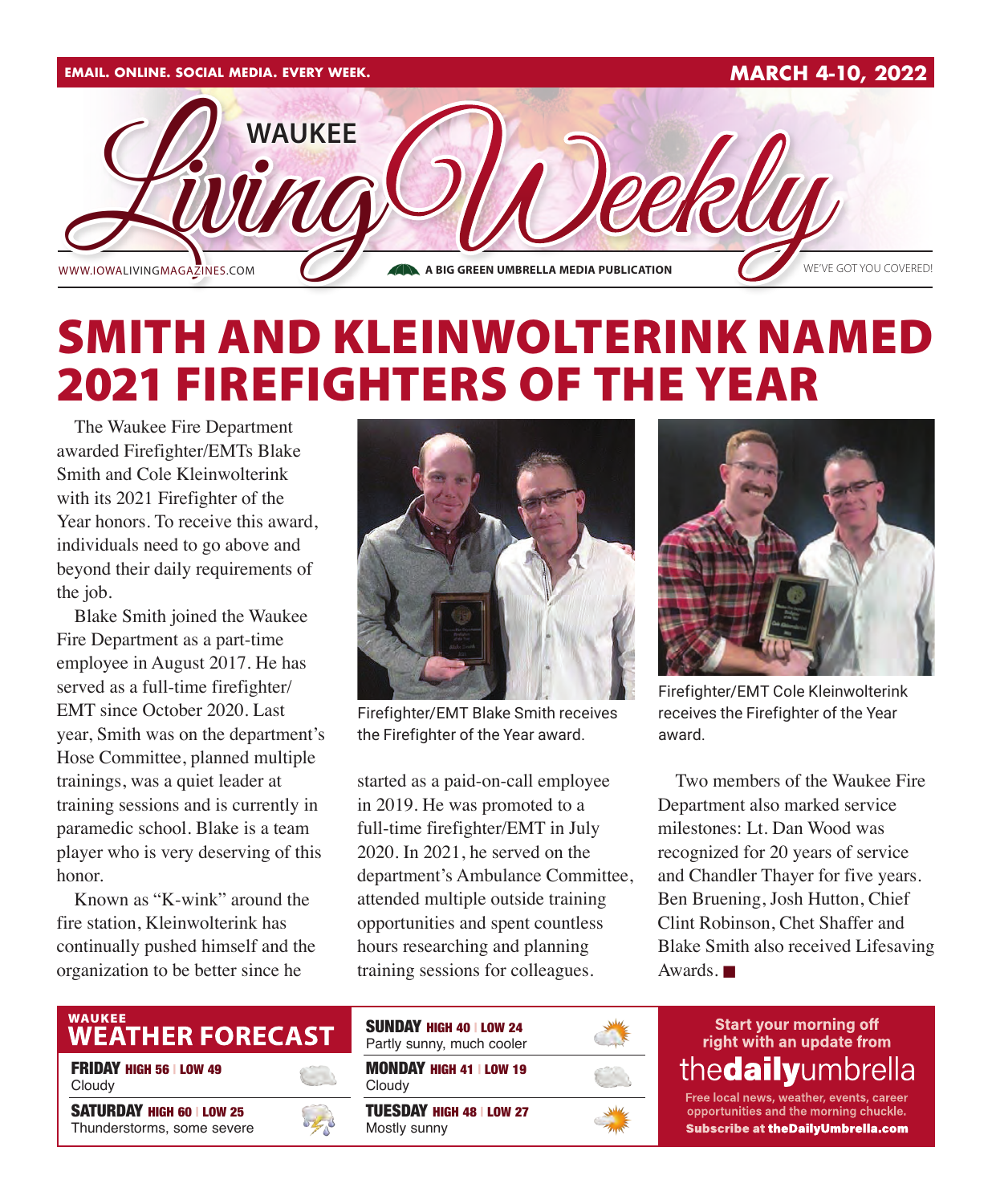EMAIL. ONLINE. SOCIAL MEDIA. EVERY WEEK. | MARCH 4-10, 2022

# WAUKEE Living Weekly

WWW.IOWALIVINGMAGAZINES.COM | A BIG GREEN UMBRELLA MEDIA PUBLICATION | WE'VE GOT YOU COVERED!

# SMITH AND KLEINWOLTERINK NAMED 2021 FIREFIGHTERS OF THE YEAR

The Waukee Fire Department awarded Firefighter/EMTs Blake Smith and Cole Kleinwolterink with its 2021 Firefighter of the Year honors. To receive this award, individuals need to go above and beyond their daily requirements of the job.

Blake Smith joined the Waukee Fire Department as a part-time employee in August 2017. He has served as a full-time firefighter/EMT since October 2020. Last year, Smith was on the department's Hose Committee, planned multiple trainings, was a quiet leader at training sessions and is currently in paramedic school. Blake is a team player who is very deserving of this honor.

Known as "K-wink" around the fire station, Kleinwolterink has continually pushed himself and the organization to be better since he started as a paid-on-call employee in 2019. He was promoted to a full-time firefighter/EMT in July 2020. In 2021, he served on the department's Ambulance Committee, attended multiple outside training opportunities and spent countless hours researching and planning training sessions for colleagues.

Firefighter/EMT Blake Smith receives the Firefighter of the Year award.

Firefighter/EMT Cole Kleinwolterink receives the Firefighter of the Year award.

Two members of the Waukee Fire Department also marked service milestones: Lt. Dan Wood was recognized for 20 years of service and Chandler Thayer for five years. Ben Bruening, Josh Hutton, Chief Clint Robinson, Chet Shaffer and Blake Smith also received Lifesaving Awards. ■

## WAUKEE WEATHER FORECAST

**FRIDAY** HIGH 56 | LOW 49
Cloudy

**SATURDAY** HIGH 60 | LOW 25
Thunderstorms, some severe

**SUNDAY** HIGH 40 | LOW 24
Partly sunny, much cooler

**MONDAY** HIGH 41 | LOW 19
Cloudy

**TUESDAY** HIGH 48 | LOW 27
Mostly sunny

Start your morning off right with an update from **thedailyumbrella**

Free local news, weather, events, career opportunities and the morning chuckle.
**Subscribe at theDailyUmbrella.com**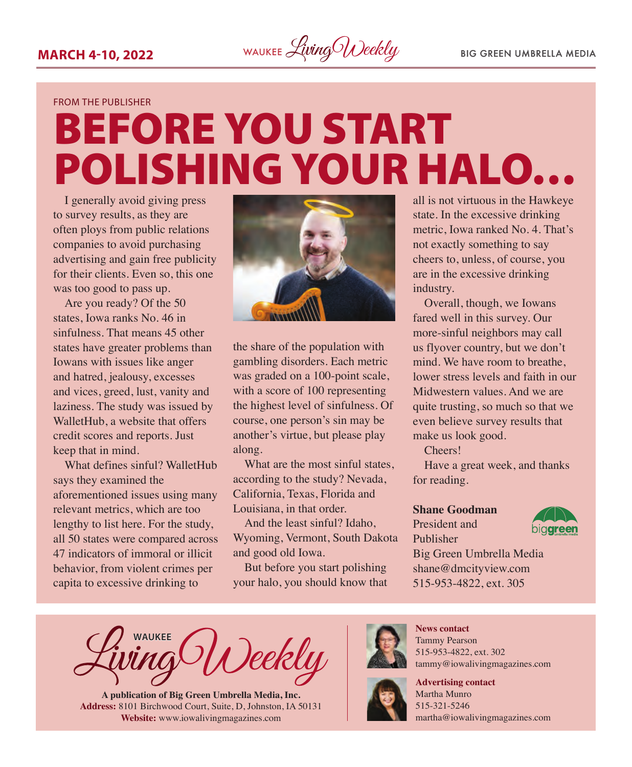FROM THE PUBLISHER

# BEFORE YOU START POLISHING YOUR HALO…

I generally avoid giving press to survey results, as they are often ploys from public relations companies to avoid purchasing advertising and gain free publicity for their clients. Even so, this one was too good to pass up.

Are you ready? Of the 50 states, Iowa ranks No. 46 in sinfulness. That means 45 other states have greater problems than Iowans with issues like anger and hatred, jealousy, excesses and vices, greed, lust, vanity and laziness. The study was issued by WalletHub, a website that offers credit scores and reports. Just keep that in mind.

What defines sinful? WalletHub says they examined the aforementioned issues using many relevant metrics, which are too lengthy to list here. For the study, all 50 states were compared across 47 indicators of immoral or illicit behavior, from violent crimes per capita to excessive drinking to the share of the population with gambling disorders. Each metric was graded on a 100-point scale, with a score of 100 representing the highest level of sinfulness. Of course, one person's sin may be another's virtue, but please play along.

What are the most sinful states, according to the study? Nevada, California, Texas, Florida and Louisiana, in that order.

And the least sinful? Idaho, Wyoming, Vermont, South Dakota and good old Iowa.

But before you start polishing your halo, you should know that all is not virtuous in the Hawkeye state. In the excessive drinking metric, Iowa ranked No. 4. That's not exactly something to say cheers to, unless, of course, you are in the excessive drinking industry.

Overall, though, we Iowans fared well in this survey. Our more-sinful neighbors may call us flyover country, but we don't mind. We have room to breathe, lower stress levels and faith in our Midwestern values. And we are quite trusting, so much so that we even believe survey results that make us look good.

Cheers!

Have a great week, and thanks for reading.

**Shane Goodman**
President and Publisher
Big Green Umbrella Media
shane@dmcityview.com
515-953-4822, ext. 305

---

WAUKEE Living Weekly

**A publication of Big Green Umbrella Media, Inc.**
**Address:** 8101 Birchwood Court, Suite, D, Johnston, IA 50131
**Website:** www.iowalivingmagazines.com

**News contact**
Tammy Pearson
515-953-4822, ext. 302
tammy@iowalivingmagazines.com

**Advertising contact**
Martha Munro
515-321-5246
martha@iowalivingmagazines.com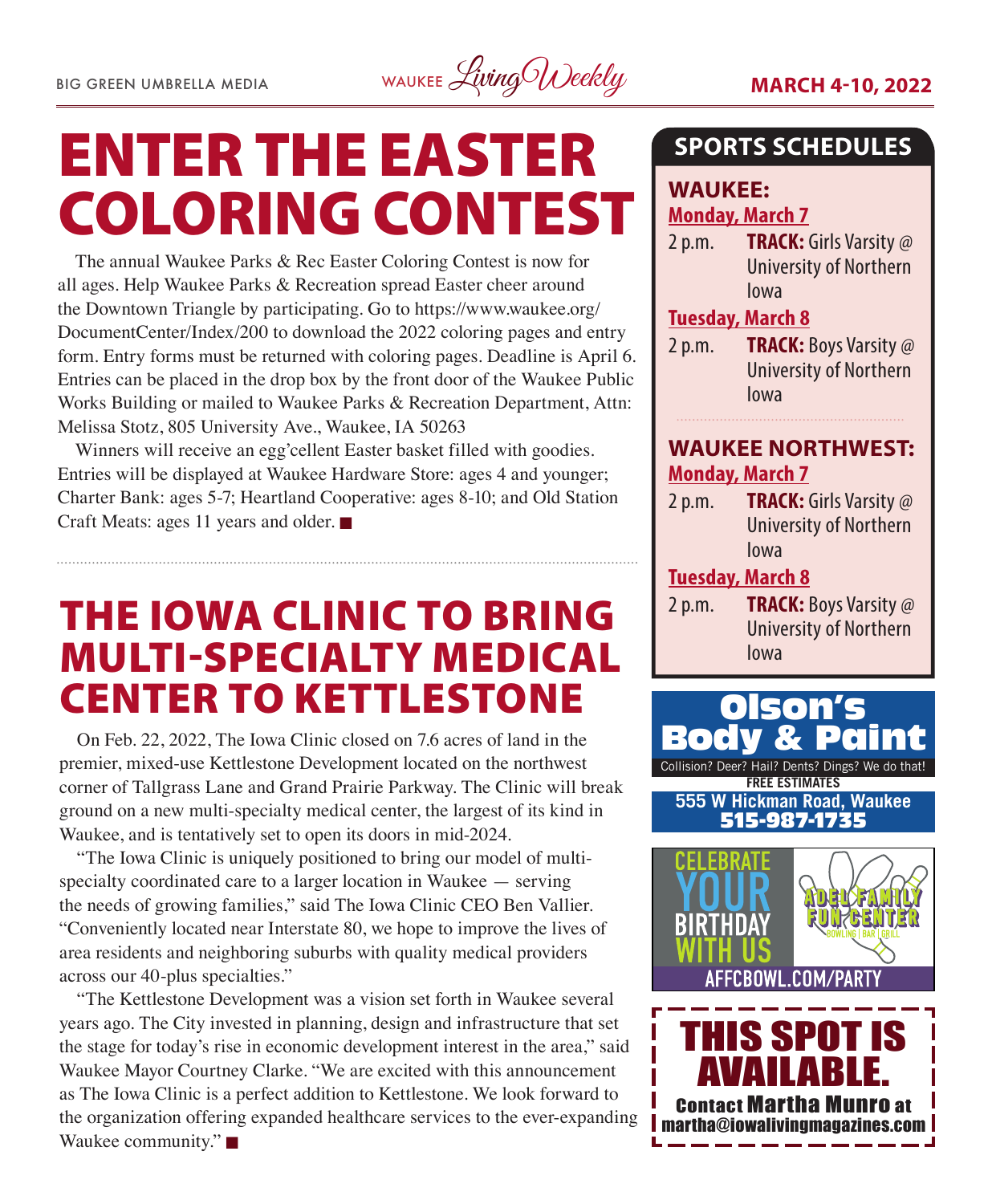# ENTER THE EASTER COLORING CONTEST

The annual Waukee Parks & Rec Easter Coloring Contest is now for all ages. Help Waukee Parks & Recreation spread Easter cheer around the Downtown Triangle by participating. Go to https://www.waukee.org/DocumentCenter/Index/200 to download the 2022 coloring pages and entry form. Entry forms must be returned with coloring pages. Deadline is April 6. Entries can be placed in the drop box by the front door of the Waukee Public Works Building or mailed to Waukee Parks & Recreation Department, Attn: Melissa Stotz, 805 University Ave., Waukee, IA 50263

Winners will receive an egg'cellent Easter basket filled with goodies. Entries will be displayed at Waukee Hardware Store: ages 4 and younger; Charter Bank: ages 5-7; Heartland Cooperative: ages 8-10; and Old Station Craft Meats: ages 11 years and older. ■

# THE IOWA CLINIC TO BRING MULTI-SPECIALTY MEDICAL CENTER TO KETTLESTONE

On Feb. 22, 2022, The Iowa Clinic closed on 7.6 acres of land in the premier, mixed-use Kettlestone Development located on the northwest corner of Tallgrass Lane and Grand Prairie Parkway. The Clinic will break ground on a new multi-specialty medical center, the largest of its kind in Waukee, and is tentatively set to open its doors in mid-2024.

"The Iowa Clinic is uniquely positioned to bring our model of multi-specialty coordinated care to a larger location in Waukee — serving the needs of growing families," said The Iowa Clinic CEO Ben Vallier. "Conveniently located near Interstate 80, we hope to improve the lives of area residents and neighboring suburbs with quality medical providers across our 40-plus specialties."

"The Kettlestone Development was a vision set forth in Waukee several years ago. The City invested in planning, design and infrastructure that set the stage for today's rise in economic development interest in the area," said Waukee Mayor Courtney Clarke. "We are excited with this announcement as The Iowa Clinic is a perfect addition to Kettlestone. We look forward to the organization offering expanded healthcare services to the ever-expanding Waukee community." ■

## SPORTS SCHEDULES

### WAUKEE:

**Monday, March 7**

2 p.m. **TRACK:** Girls Varsity @ University of Northern Iowa

**Tuesday, March 8**

2 p.m. **TRACK:** Boys Varsity @ University of Northern Iowa

### WAUKEE NORTHWEST:

**Monday, March 7**

2 p.m. **TRACK:** Girls Varsity @ University of Northern Iowa

**Tuesday, March 8**

2 p.m. **TRACK:** Boys Varsity @ University of Northern Iowa

**Olson's Body & Paint**

Collision? Deer? Hail? Dents? Dings? We do that!

FREE ESTIMATES

555 W Hickman Road, Waukee

515-987-1735

CELEBRATE YOUR BIRTHDAY WITH US

ADEL FAMILY FUN CENTER — BOWLING | BAR | GRILL

AFFCBOWL.COM/PARTY

**THIS SPOT IS AVAILABLE.**

Contact Martha Munro at martha@iowalivingmagazines.com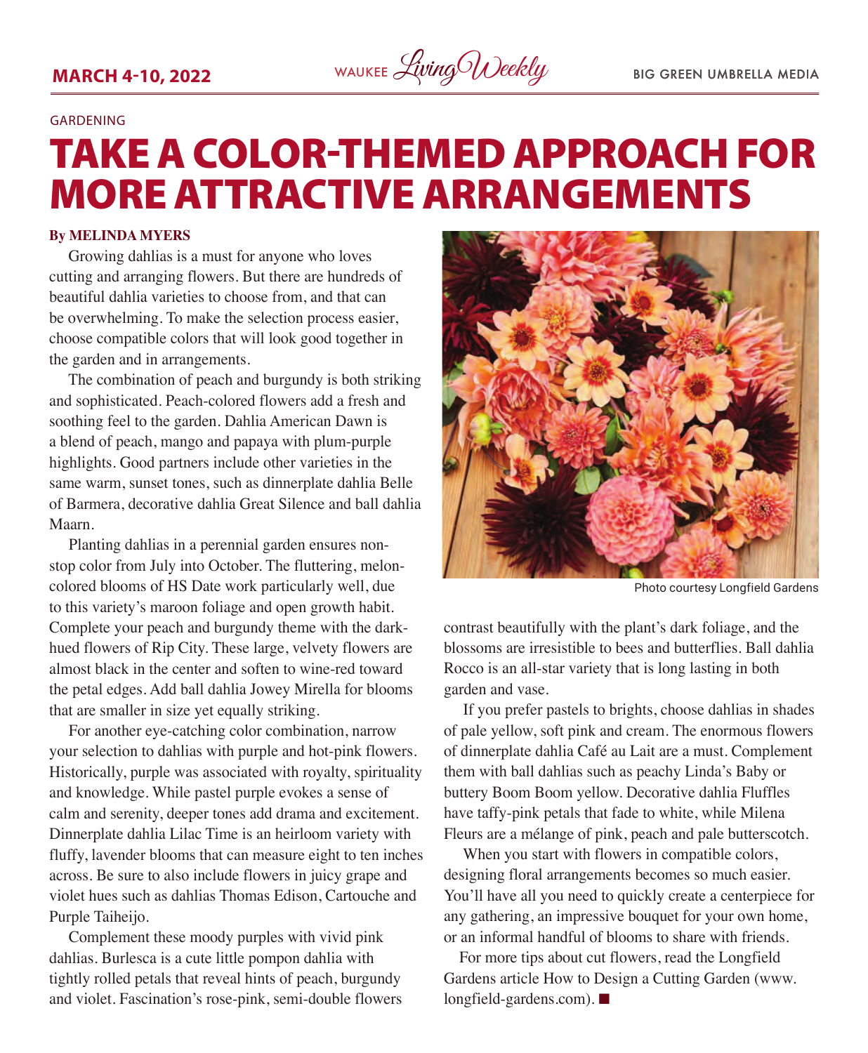GARDENING

# TAKE A COLOR-THEMED APPROACH FOR MORE ATTRACTIVE ARRANGEMENTS

**By MELINDA MYERS**

Growing dahlias is a must for anyone who loves cutting and arranging flowers. But there are hundreds of beautiful dahlia varieties to choose from, and that can be overwhelming. To make the selection process easier, choose compatible colors that will look good together in the garden and in arrangements.

The combination of peach and burgundy is both striking and sophisticated. Peach-colored flowers add a fresh and soothing feel to the garden. Dahlia American Dawn is a blend of peach, mango and papaya with plum-purple highlights. Good partners include other varieties in the same warm, sunset tones, such as dinnerplate dahlia Belle of Barmera, decorative dahlia Great Silence and ball dahlia Maarn.

Planting dahlias in a perennial garden ensures non-stop color from July into October. The fluttering, melon-colored blooms of HS Date work particularly well, due to this variety's maroon foliage and open growth habit. Complete your peach and burgundy theme with the dark-hued flowers of Rip City. These large, velvety flowers are almost black in the center and soften to wine-red toward the petal edges. Add ball dahlia Jowey Mirella for blooms that are smaller in size yet equally striking.

For another eye-catching color combination, narrow your selection to dahlias with purple and hot-pink flowers. Historically, purple was associated with royalty, spirituality and knowledge. While pastel purple evokes a sense of calm and serenity, deeper tones add drama and excitement. Dinnerplate dahlia Lilac Time is an heirloom variety with fluffy, lavender blooms that can measure eight to ten inches across. Be sure to also include flowers in juicy grape and violet hues such as dahlias Thomas Edison, Cartouche and Purple Taiheijo.

Complement these moody purples with vivid pink dahlias. Burlesca is a cute little pompon dahlia with tightly rolled petals that reveal hints of peach, burgundy and violet. Fascination's rose-pink, semi-double flowers contrast beautifully with the plant's dark foliage, and the blossoms are irresistible to bees and butterflies. Ball dahlia Rocco is an all-star variety that is long lasting in both garden and vase.

Photo courtesy Longfield Gardens

If you prefer pastels to brights, choose dahlias in shades of pale yellow, soft pink and cream. The enormous flowers of dinnerplate dahlia Café au Lait are a must. Complement them with ball dahlias such as peachy Linda's Baby or buttery Boom Boom yellow. Decorative dahlia Fluffles have taffy-pink petals that fade to white, while Milena Fleurs are a mélange of pink, peach and pale butterscotch.

When you start with flowers in compatible colors, designing floral arrangements becomes so much easier. You'll have all you need to quickly create a centerpiece for any gathering, an impressive bouquet for your own home, or an informal handful of blooms to share with friends.

For more tips about cut flowers, read the Longfield Gardens article How to Design a Cutting Garden (www.longfield-gardens.com). ■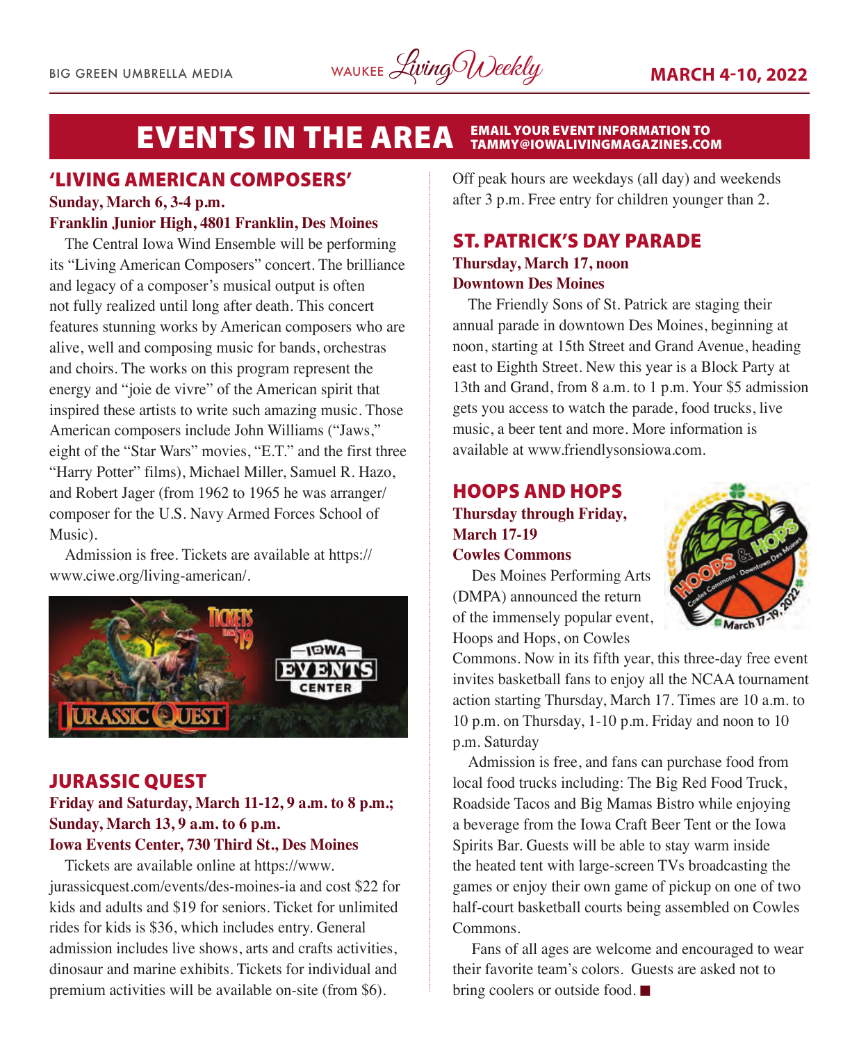# EVENTS IN THE AREA

**EMAIL YOUR EVENT INFORMATION TO TAMMY@IOWALIVINGMAGAZINES.COM**

## 'LIVING AMERICAN COMPOSERS'

**Sunday, March 6, 3-4 p.m.**
**Franklin Junior High, 4801 Franklin, Des Moines**

The Central Iowa Wind Ensemble will be performing its "Living American Composers" concert. The brilliance and legacy of a composer's musical output is often not fully realized until long after death. This concert features stunning works by American composers who are alive, well and composing music for bands, orchestras and choirs. The works on this program represent the energy and "joie de vivre" of the American spirit that inspired these artists to write such amazing music. Those American composers include John Williams ("Jaws," eight of the "Star Wars" movies, "E.T." and the first three "Harry Potter" films), Michael Miller, Samuel R. Hazo, and Robert Jager (from 1962 to 1965 he was arranger/composer for the U.S. Navy Armed Forces School of Music).

Admission is free. Tickets are available at https://www.ciwe.org/living-american/.

## JURASSIC QUEST

**Friday and Saturday, March 11-12, 9 a.m. to 8 p.m.; Sunday, March 13, 9 a.m. to 6 p.m.**
**Iowa Events Center, 730 Third St., Des Moines**

Tickets are available online at https://www.jurassicquest.com/events/des-moines-ia and cost $22 for kids and adults and $19 for seniors. Ticket for unlimited rides for kids is $36, which includes entry. General admission includes live shows, arts and crafts activities, dinosaur and marine exhibits. Tickets for individual and premium activities will be available on-site (from $6). Off peak hours are weekdays (all day) and weekends after 3 p.m. Free entry for children younger than 2.

## ST. PATRICK'S DAY PARADE

**Thursday, March 17, noon**
**Downtown Des Moines**

The Friendly Sons of St. Patrick are staging their annual parade in downtown Des Moines, beginning at noon, starting at 15th Street and Grand Avenue, heading east to Eighth Street. New this year is a Block Party at 13th and Grand, from 8 a.m. to 1 p.m. Your $5 admission gets you access to watch the parade, food trucks, live music, a beer tent and more. More information is available at www.friendlysonsiowa.com.

## HOOPS AND HOPS

**Thursday through Friday, March 17-19**
**Cowles Commons**

Des Moines Performing Arts (DMPA) announced the return of the immensely popular event, Hoops and Hops, on Cowles Commons. Now in its fifth year, this three-day free event invites basketball fans to enjoy all the NCAA tournament action starting Thursday, March 17. Times are 10 a.m. to 10 p.m. on Thursday, 1-10 p.m. Friday and noon to 10 p.m. Saturday

Admission is free, and fans can purchase food from local food trucks including: The Big Red Food Truck, Roadside Tacos and Big Mamas Bistro while enjoying a beverage from the Iowa Craft Beer Tent or the Iowa Spirits Bar. Guests will be able to stay warm inside the heated tent with large-screen TVs broadcasting the games or enjoy their own game of pickup on one of two half-court basketball courts being assembled on Cowles Commons.

Fans of all ages are welcome and encouraged to wear their favorite team's colors. Guests are asked not to bring coolers or outside food. ■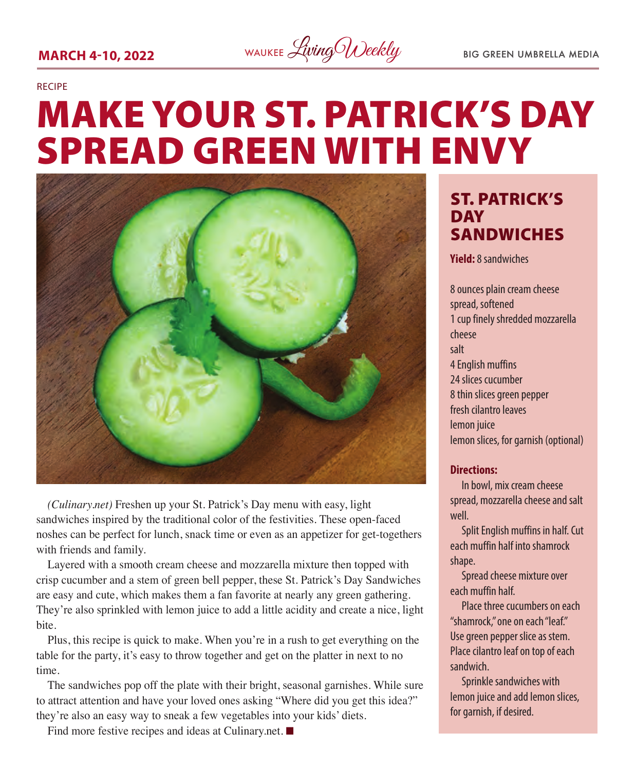RECIPE

# MAKE YOUR ST. PATRICK'S DAY SPREAD GREEN WITH ENVY

*(Culinary.net)* Freshen up your St. Patrick's Day menu with easy, light sandwiches inspired by the traditional color of the festivities. These open-faced noshes can be perfect for lunch, snack time or even as an appetizer for get-togethers with friends and family.

Layered with a smooth cream cheese and mozzarella mixture then topped with crisp cucumber and a stem of green bell pepper, these St. Patrick's Day Sandwiches are easy and cute, which makes them a fan favorite at nearly any green gathering. They're also sprinkled with lemon juice to add a little acidity and create a nice, light bite.

Plus, this recipe is quick to make. When you're in a rush to get everything on the table for the party, it's easy to throw together and get on the platter in next to no time.

The sandwiches pop off the plate with their bright, seasonal garnishes. While sure to attract attention and have your loved ones asking "Where did you get this idea?" they're also an easy way to sneak a few vegetables into your kids' diets.

Find more festive recipes and ideas at Culinary.net. ■

## ST. PATRICK'S DAY SANDWICHES

**Yield:** 8 sandwiches

8 ounces plain cream cheese spread, softened
1 cup finely shredded mozzarella cheese
salt
4 English muffins
24 slices cucumber
8 thin slices green pepper
fresh cilantro leaves
lemon juice
lemon slices, for garnish (optional)

**Directions:**

In bowl, mix cream cheese spread, mozzarella cheese and salt well.

Split English muffins in half. Cut each muffin half into shamrock shape.

Spread cheese mixture over each muffin half.

Place three cucumbers on each "shamrock," one on each "leaf." Use green pepper slice as stem. Place cilantro leaf on top of each sandwich.

Sprinkle sandwiches with lemon juice and add lemon slices, for garnish, if desired.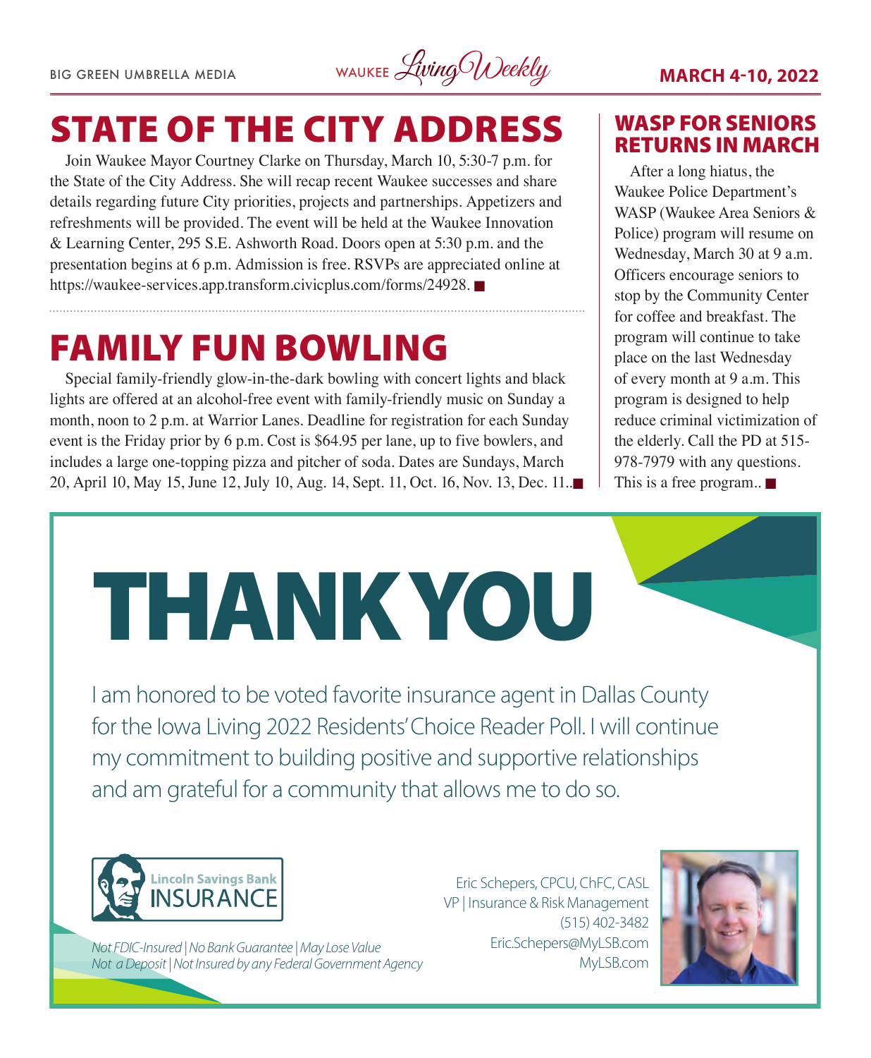# STATE OF THE CITY ADDRESS

Join Waukee Mayor Courtney Clarke on Thursday, March 10, 5:30-7 p.m. for the State of the City Address. She will recap recent Waukee successes and share details regarding future City priorities, projects and partnerships. Appetizers and refreshments will be provided. The event will be held at the Waukee Innovation & Learning Center, 295 S.E. Ashworth Road. Doors open at 5:30 p.m. and the presentation begins at 6 p.m. Admission is free. RSVPs are appreciated online at https://waukee-services.app.transform.civicplus.com/forms/24928. ■

# FAMILY FUN BOWLING

Special family-friendly glow-in-the-dark bowling with concert lights and black lights are offered at an alcohol-free event with family-friendly music on Sunday a month, noon to 2 p.m. at Warrior Lanes. Deadline for registration for each Sunday event is the Friday prior by 6 p.m. Cost is $64.95 per lane, up to five bowlers, and includes a large one-topping pizza and pitcher of soda. Dates are Sundays, March 20, April 10, May 15, June 12, July 10, Aug. 14, Sept. 11, Oct. 16, Nov. 13, Dec. 11..■

## WASP FOR SENIORS RETURNS IN MARCH

After a long hiatus, the Waukee Police Department's WASP (Waukee Area Seniors & Police) program will resume on Wednesday, March 30 at 9 a.m. Officers encourage seniors to stop by the Community Center for coffee and breakfast. The program will continue to take place on the last Wednesday of every month at 9 a.m. This program is designed to help reduce criminal victimization of the elderly. Call the PD at 515-978-7979 with any questions. This is a free program.. ■

# THANK YOU

I am honored to be voted favorite insurance agent in Dallas County for the Iowa Living 2022 Residents' Choice Reader Poll. I will continue my commitment to building positive and supportive relationships and am grateful for a community that allows me to do so.

Lincoln Savings Bank INSURANCE

*Not FDIC-Insured | No Bank Guarantee | May Lose Value*
*Not a Deposit | Not Insured by any Federal Government Agency*

Eric Schepers, CPCU, ChFC, CASL
VP | Insurance & Risk Management
(515) 402-3482
Eric.Schepers@MyLSB.com
MyLSB.com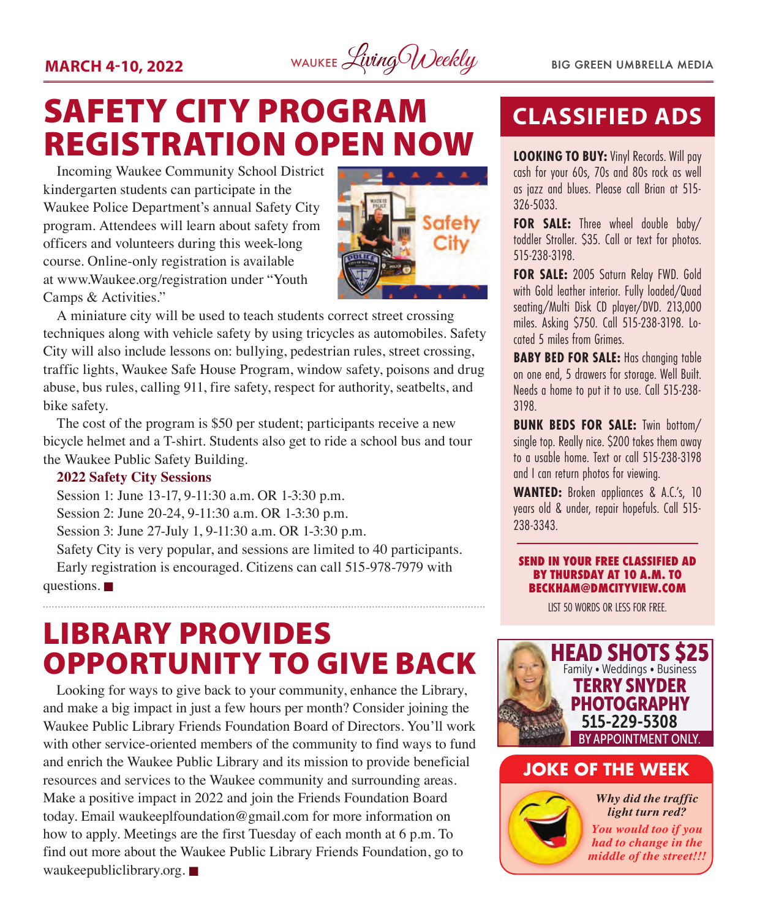# SAFETY CITY PROGRAM REGISTRATION OPEN NOW

Incoming Waukee Community School District kindergarten students can participate in the Waukee Police Department's annual Safety City program. Attendees will learn about safety from officers and volunteers during this week-long course. Online-only registration is available at www.Waukee.org/registration under "Youth Camps & Activities."

A miniature city will be used to teach students correct street crossing techniques along with vehicle safety by using tricycles as automobiles. Safety City will also include lessons on: bullying, pedestrian rules, street crossing, traffic lights, Waukee Safe House Program, window safety, poisons and drug abuse, bus rules, calling 911, fire safety, respect for authority, seatbelts, and bike safety.

The cost of the program is $50 per student; participants receive a new bicycle helmet and a T-shirt. Students also get to ride a school bus and tour the Waukee Public Safety Building.

**2022 Safety City Sessions**

Session 1: June 13-17, 9-11:30 a.m. OR 1-3:30 p.m.

Session 2: June 20-24, 9-11:30 a.m. OR 1-3:30 p.m.

Session 3: June 27-July 1, 9-11:30 a.m. OR 1-3:30 p.m.

Safety City is very popular, and sessions are limited to 40 participants. Early registration is encouraged. Citizens can call 515-978-7979 with questions. ■

# LIBRARY PROVIDES OPPORTUNITY TO GIVE BACK

Looking for ways to give back to your community, enhance the Library, and make a big impact in just a few hours per month? Consider joining the Waukee Public Library Friends Foundation Board of Directors. You'll work with other service-oriented members of the community to find ways to fund and enrich the Waukee Public Library and its mission to provide beneficial resources and services to the Waukee community and surrounding areas. Make a positive impact in 2022 and join the Friends Foundation Board today. Email waukeeplfoundation@gmail.com for more information on how to apply. Meetings are the first Tuesday of each month at 6 p.m. To find out more about the Waukee Public Library Friends Foundation, go to waukeepubliclibrary.org. ■

## CLASSIFIED ADS

**LOOKING TO BUY:** Vinyl Records. Will pay cash for your 60s, 70s and 80s rock as well as jazz and blues. Please call Brian at 515-326-5033.

**FOR SALE:** Three wheel double baby/toddler Stroller. $35. Call or text for photos. 515-238-3198.

**FOR SALE:** 2005 Saturn Relay FWD. Gold with Gold leather interior. Fully loaded/Quad seating/Multi Disk CD player/DVD. 213,000 miles. Asking $750. Call 515-238-3198. Located 5 miles from Grimes.

**BABY BED FOR SALE:** Has changing table on one end, 5 drawers for storage. Well Built. Needs a home to put it to use. Call 515-238-3198.

**BUNK BEDS FOR SALE:** Twin bottom/single top. Really nice. $200 takes them away to a usable home. Text or call 515-238-3198 and I can return photos for viewing.

**WANTED:** Broken appliances & A.C.'s, 10 years old & under, repair hopefuls. Call 515-238-3343.

**SEND IN YOUR FREE CLASSIFIED AD BY THURSDAY AT 10 A.M. TO BECKHAM@DMCITYVIEW.COM**

LIST 50 WORDS OR LESS FOR FREE.

**HEAD SHOTS $25**
Family • Weddings • Business
**TERRY SNYDER PHOTOGRAPHY**
**515-229-5308**
BY APPOINTMENT ONLY.

## JOKE OF THE WEEK

*Why did the traffic light turn red?*

*You would too if you had to change in the middle of the street!!!*